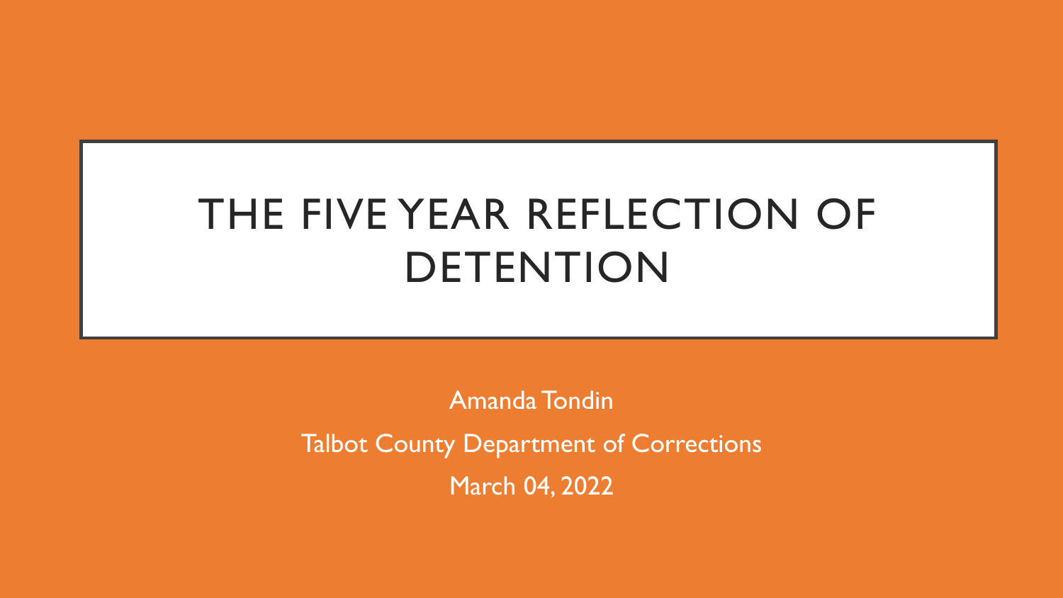# THE FIVE YEAR REFLECTION OF DETENTION

Amanda Tondin

Talbot County Department of Corrections

March 04, 2022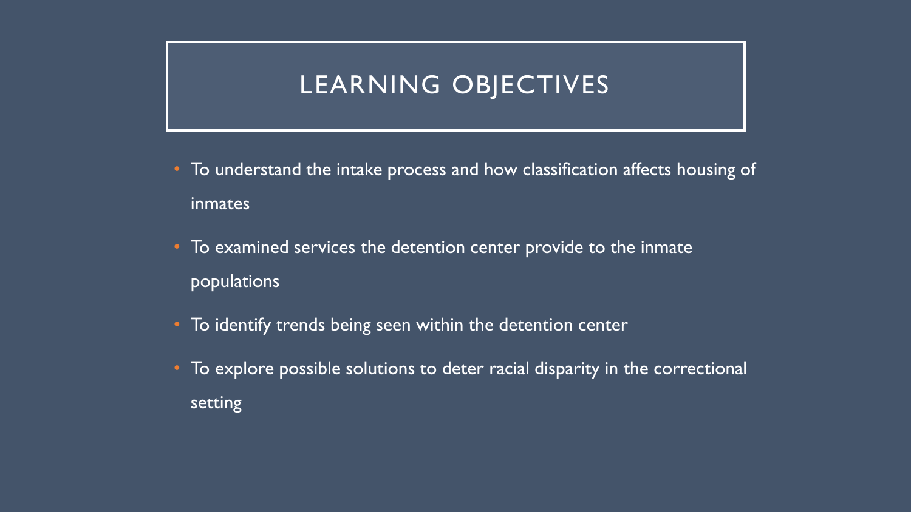# LEARNING OBJECTIVES

- To understand the intake process and how classification affects housing of inmates
- To examined services the detention center provide to the inmate populations
- To identify trends being seen within the detention center
- To explore possible solutions to deter racial disparity in the correctional setting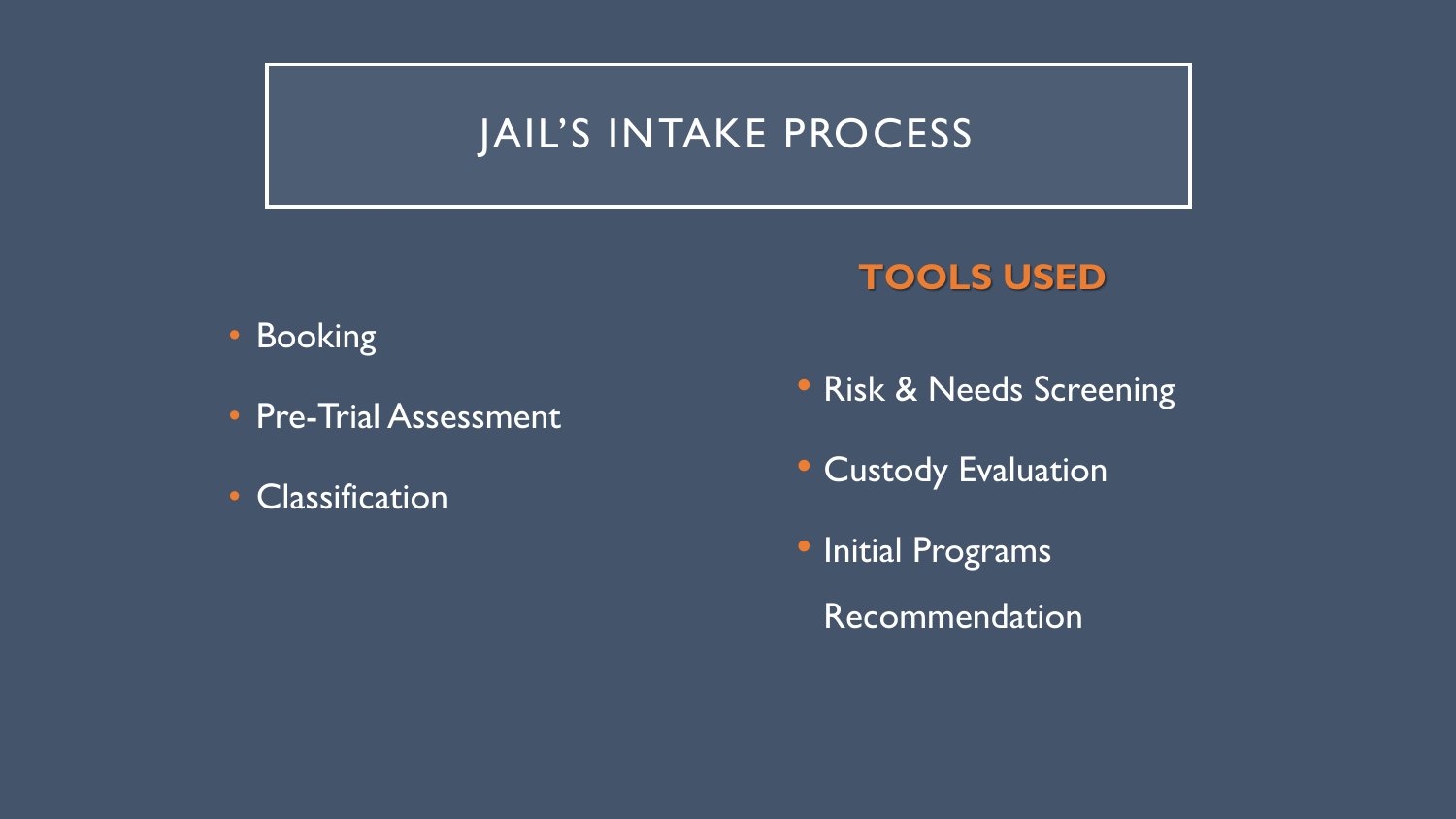# JAIL'S INTAKE PROCESS

- Booking
- Pre-Trial Assessment
- Classification

**TOOLS USED**

- Risk & Needs Screening
- Custody Evaluation
- Initial Programs Recommendation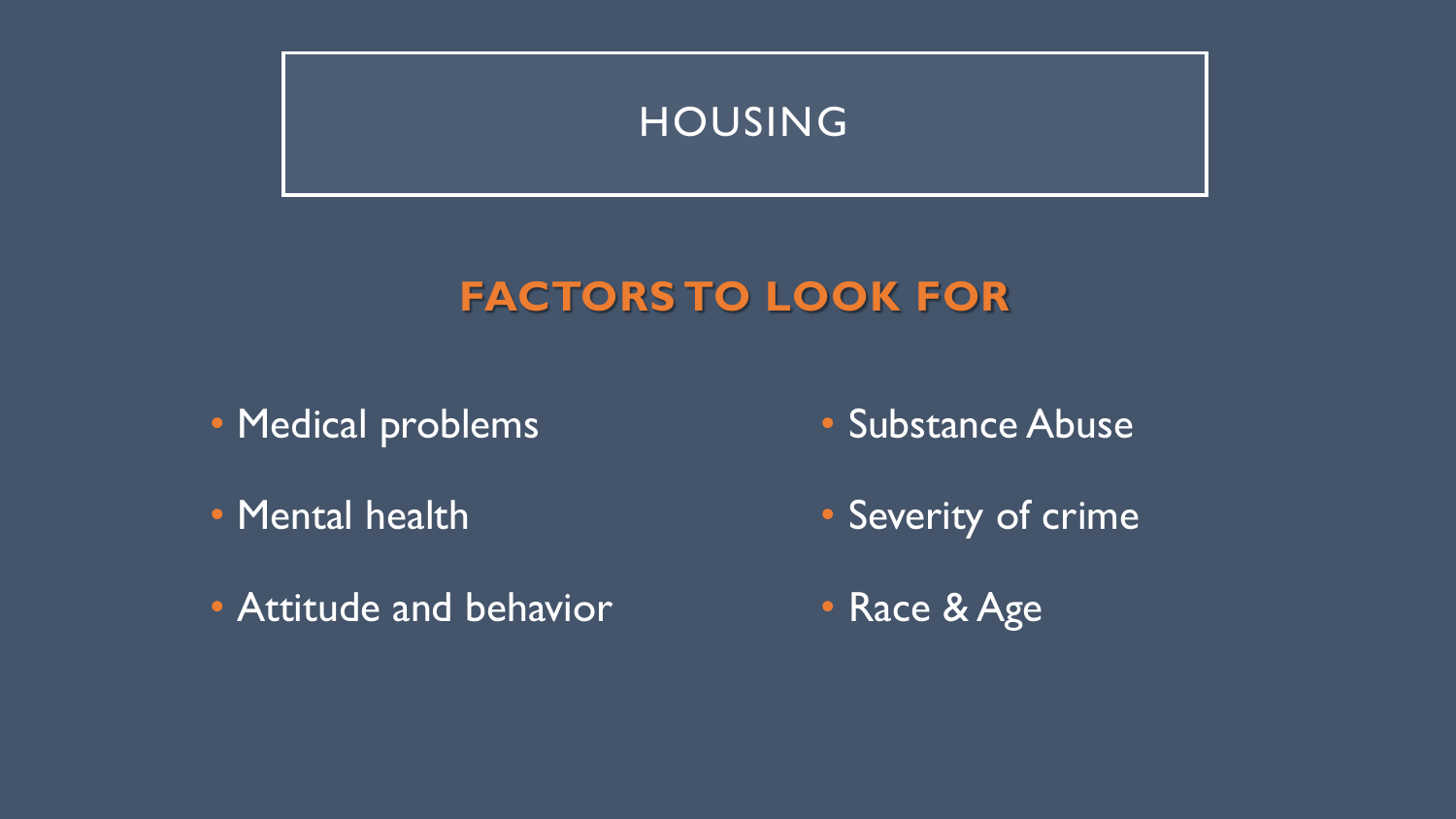# HOUSING

## FACTORS TO LOOK FOR

- Medical problems
- Mental health
- Attitude and behavior
- Substance Abuse
- Severity of crime
- Race & Age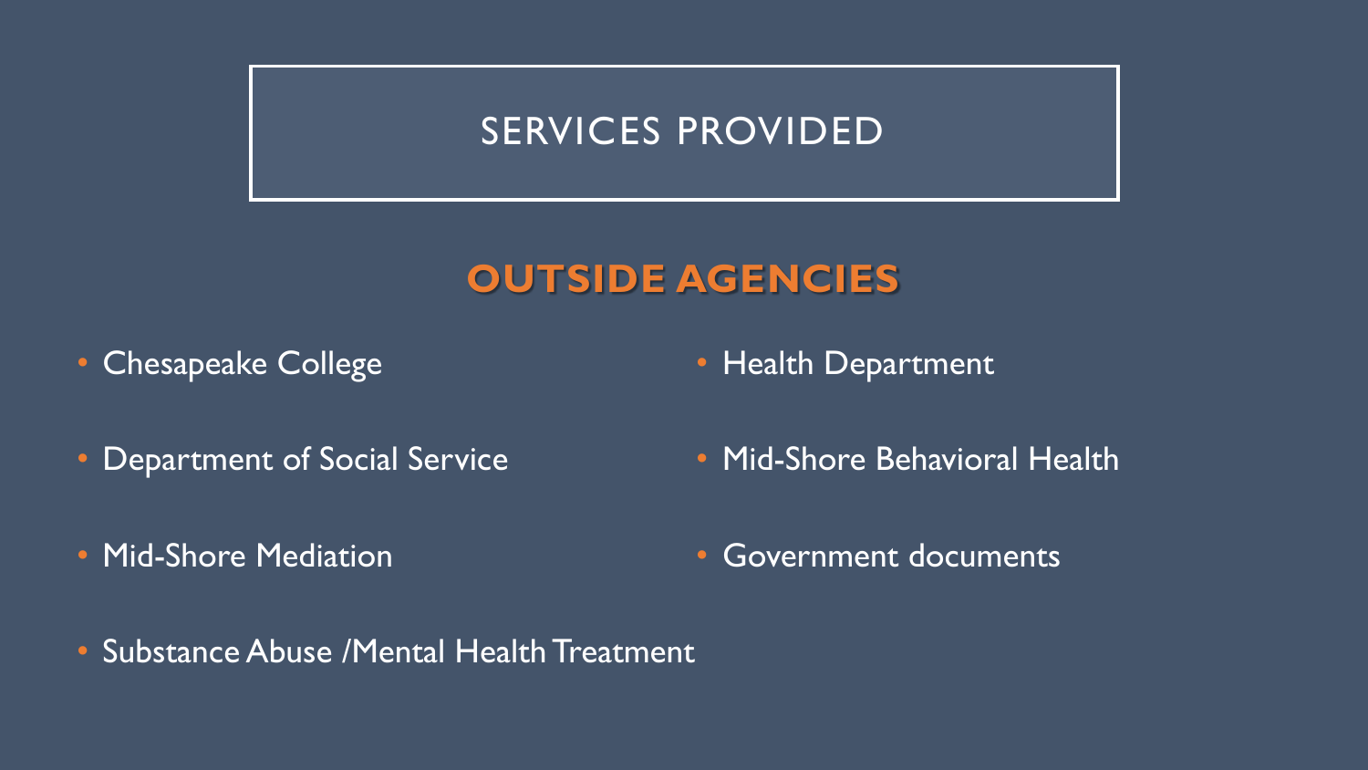# SERVICES PROVIDED

## OUTSIDE AGENCIES

- Chesapeake College
- Department of Social Service
- Mid-Shore Mediation
- Substance Abuse /Mental Health Treatment
- Health Department
- Mid-Shore Behavioral Health
- Government documents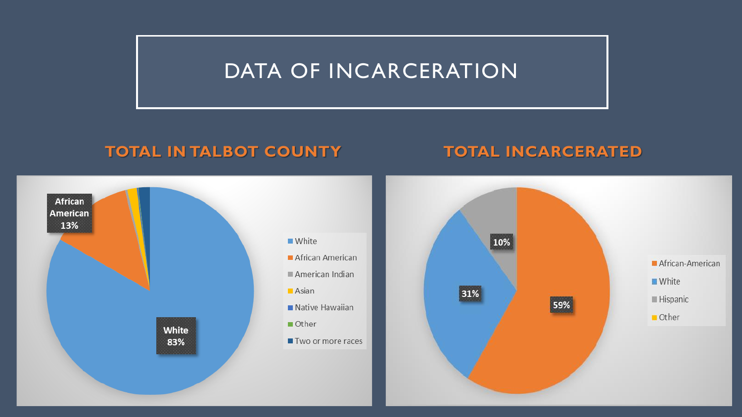# DATA OF INCARCERATION

## TOTAL IN TALBOT COUNTY

African American 13%

White 83%

- White
- African American
- American Indian
- Asian
- Native Hawaiian
- Other
- Two or more races

## TOTAL INCARCERATED

10%

31%

59%

- African-American
- White
- Hispanic
- Other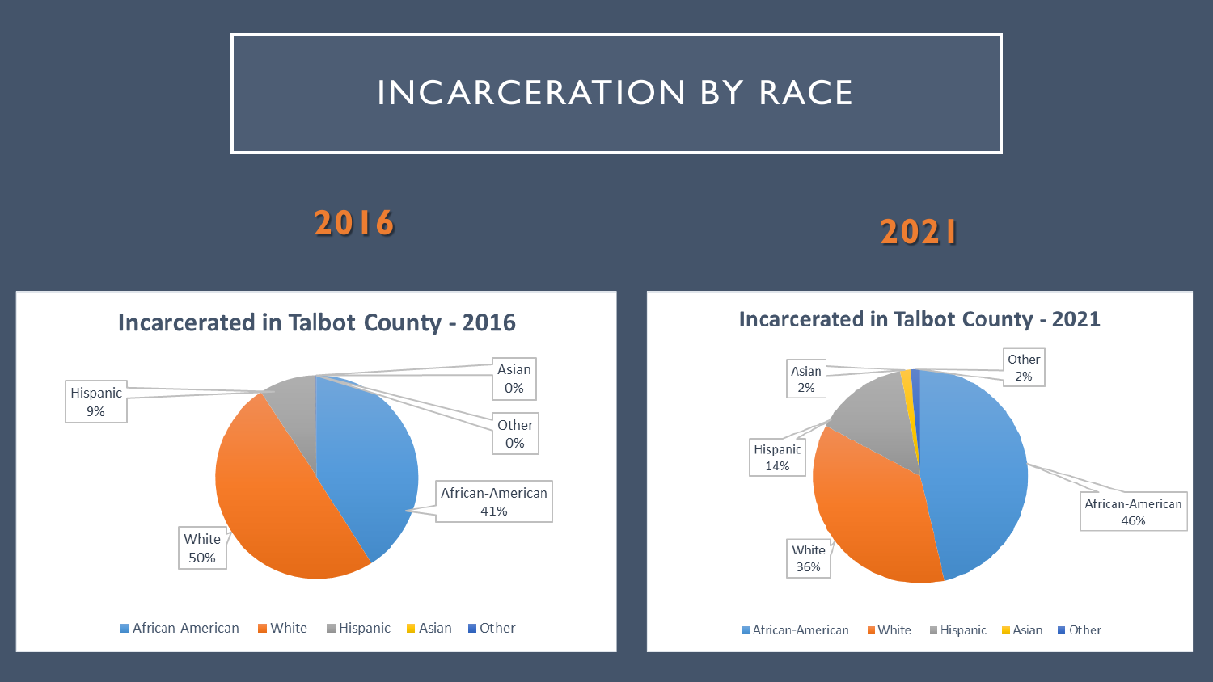# INCARCERATION BY RACE

## 2016

### Incarcerated in Talbot County - 2016

| Race | Percentage |
|---|---|
| African-American | 41% |
| White | 50% |
| Hispanic | 9% |
| Asian | 0% |
| Other | 0% |

## 2021

### Incarcerated in Talbot County - 2021

| Race | Percentage |
|---|---|
| African-American | 46% |
| White | 36% |
| Hispanic | 14% |
| Asian | 2% |
| Other | 2% |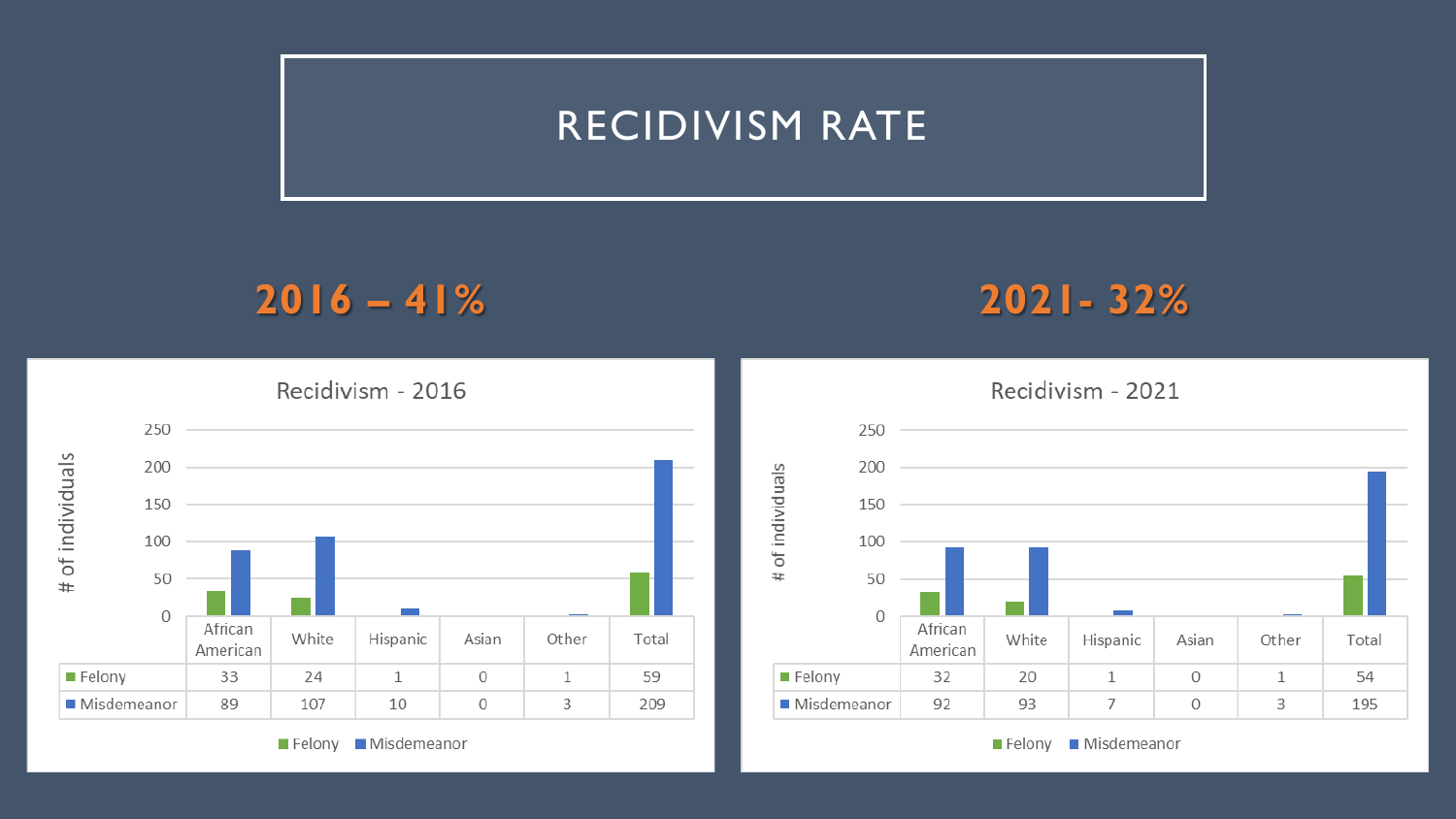# RECIDIVISM RATE

## 2016 – 41%

Recidivism - 2016

|  | African American | White | Hispanic | Asian | Other | Total |
|---|---|---|---|---|---|---|
| Felony | 33 | 24 | 1 | 0 | 1 | 59 |
| Misdemeanor | 89 | 107 | 10 | 0 | 3 | 209 |

## 2021- 32%

Recidivism - 2021

|  | African American | White | Hispanic | Asian | Other | Total |
|---|---|---|---|---|---|---|
| Felony | 32 | 20 | 1 | 0 | 1 | 54 |
| Misdemeanor | 92 | 93 | 7 | 0 | 3 | 195 |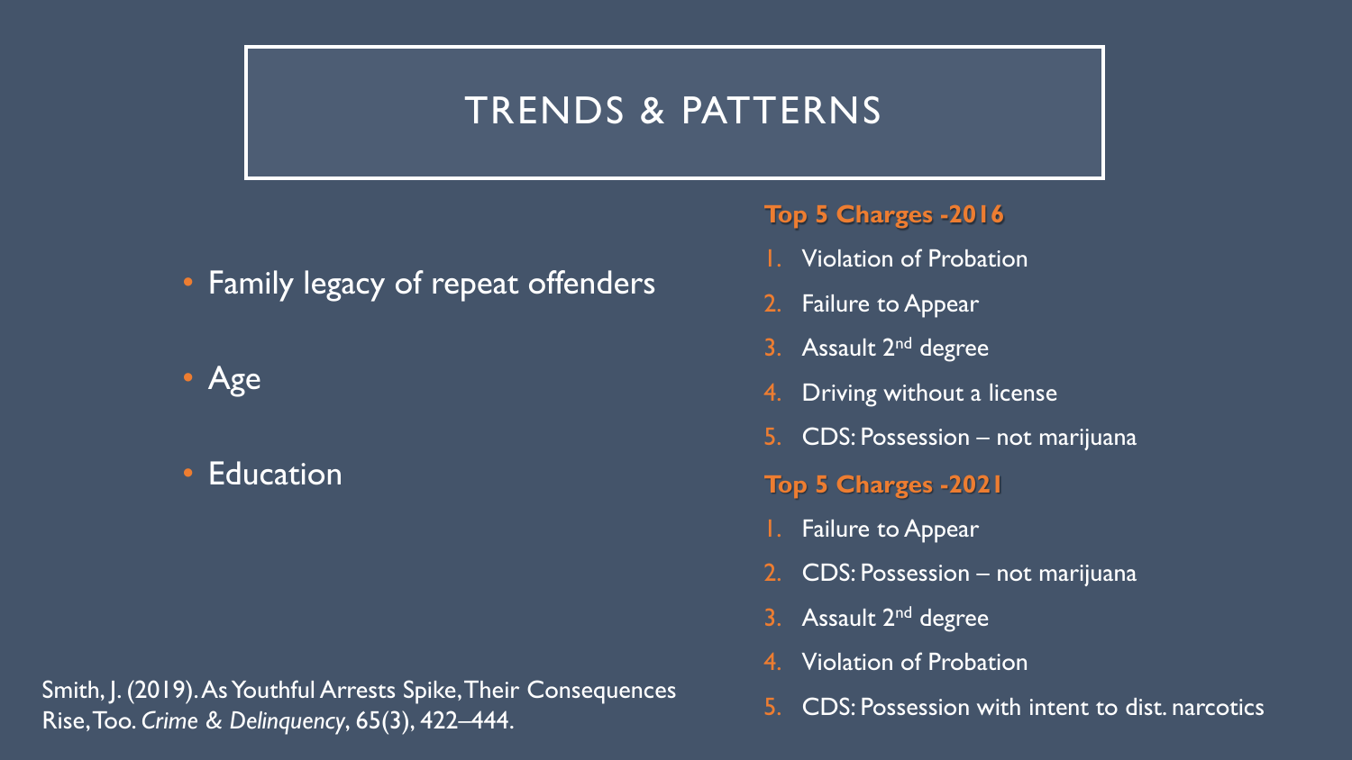# TRENDS & PATTERNS

- Family legacy of repeat offenders
- Age
- Education

Smith, J. (2019). As Youthful Arrests Spike, Their Consequences Rise, Too. *Crime & Delinquency*, 65(3), 422–444.

**Top 5 Charges -2016**

1. Violation of Probation
2. Failure to Appear
3. Assault 2nd degree
4. Driving without a license
5. CDS: Possession – not marijuana

**Top 5 Charges -2021**

1. Failure to Appear
2. CDS: Possession – not marijuana
3. Assault 2nd degree
4. Violation of Probation
5. CDS: Possession with intent to dist. narcotics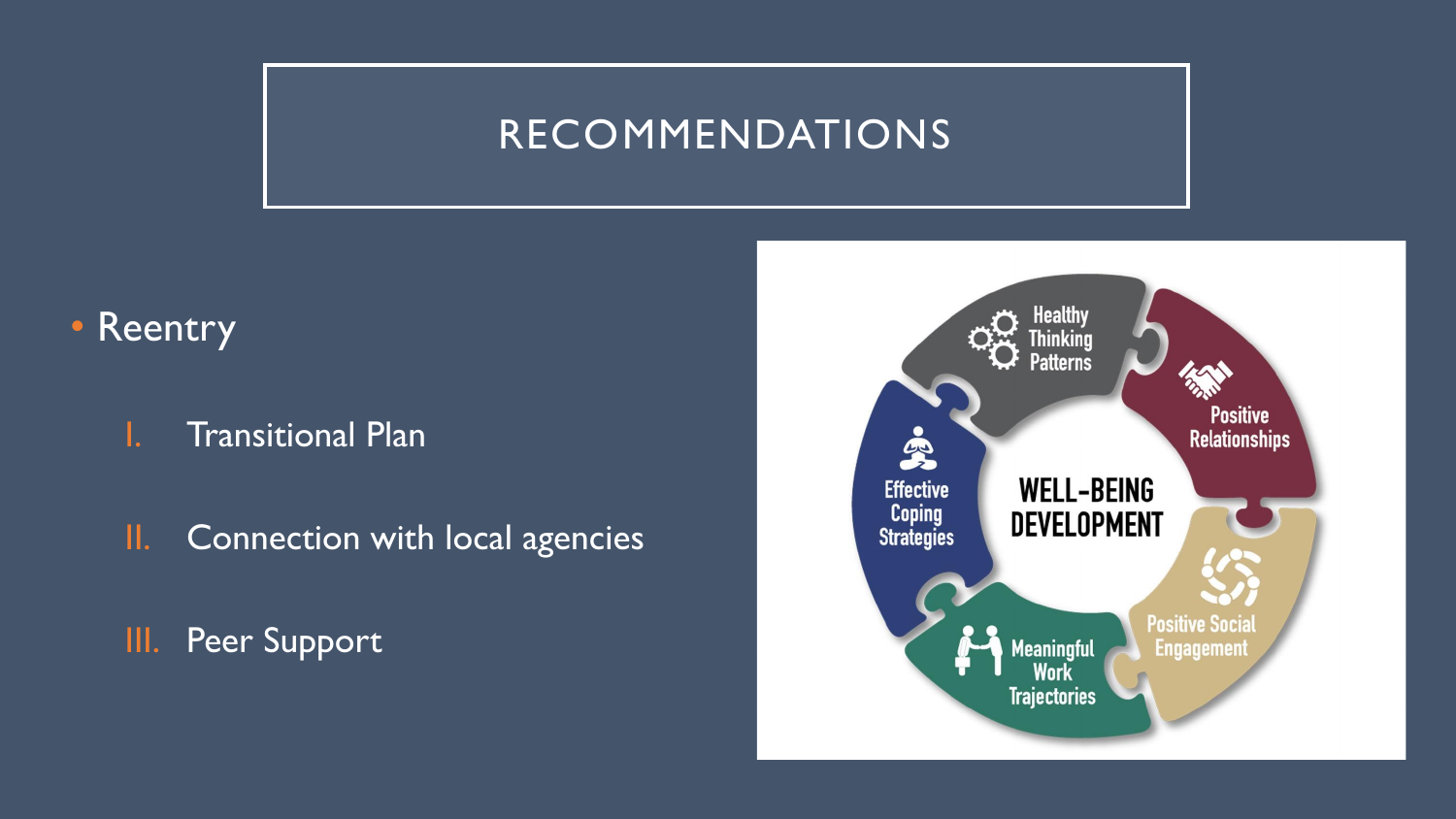# RECOMMENDATIONS

- Reentry
  I. Transitional Plan
  II. Connection with local agencies
  III. Peer Support

WELL-BEING DEVELOPMENT

- Healthy Thinking Patterns
- Positive Relationships
- Positive Social Engagement
- Meaningful Work Trajectories
- Effective Coping Strategies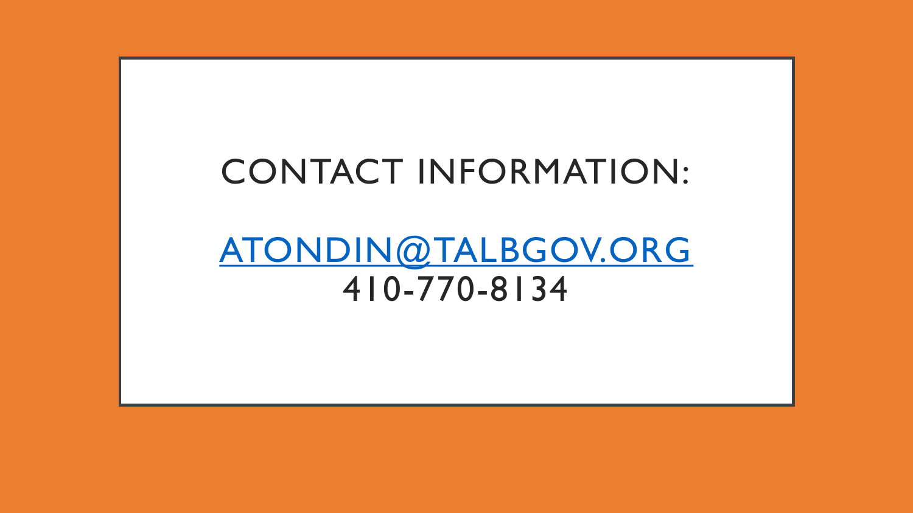# CONTACT INFORMATION:

ATONDIN@TALBGOV.ORG
410-770-8134